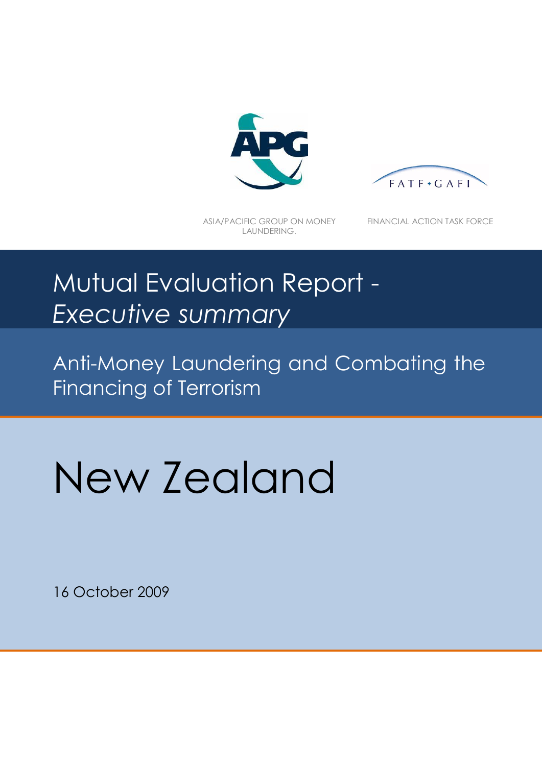ASIA/PACIFIC GROUP ON MONEY LAUNDERING.

FINANCIAL ACTION TASK FORCE

# Mutual Evaluation Report - *Executive summary*

## Anti-Money Laundering and Combating the Financing of Terrorism

# New Zealand

16 October 2009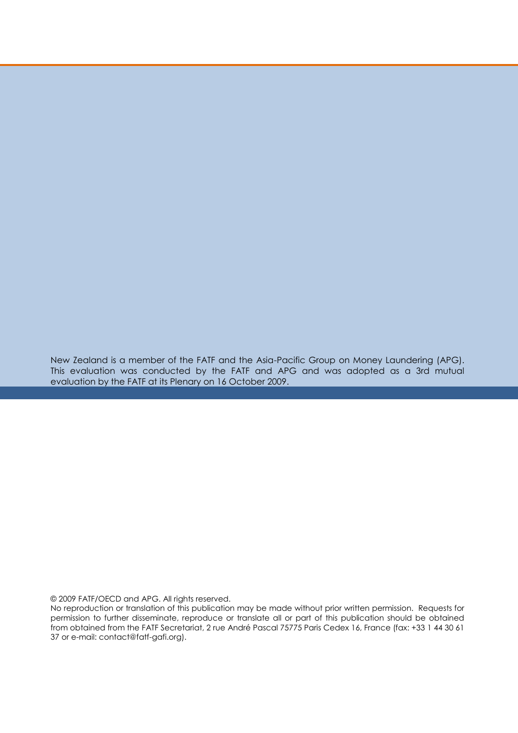New Zealand is a member of the FATF and the Asia-Pacific Group on Money Laundering (APG). This evaluation was conducted by the FATF and APG and was adopted as a 3rd mutual evaluation by the FATF at its Plenary on 16 October 2009.

© 2009 FATF/OECD and APG. All rights reserved.

No reproduction or translation of this publication may be made without prior written permission. Requests for permission to further disseminate, reproduce or translate all or part of this publication should be obtained from obtained from the FATF Secretariat, 2 rue André Pascal 75775 Paris Cedex 16, France (fax: +33 1 44 30 61 37 or e-mail: contact@fatf-gafi.org).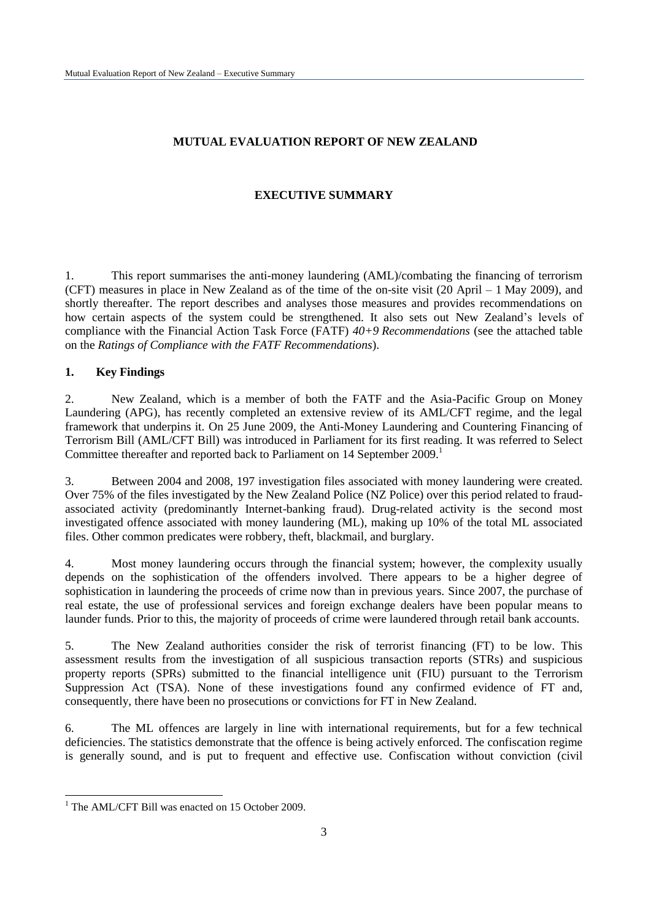# MUTUAL EVALUATION REPORT OF NEW ZEALAND

## EXECUTIVE SUMMARY

1. This report summarises the anti-money laundering (AML)/combating the financing of terrorism (CFT) measures in place in New Zealand as of the time of the on-site visit (20 April – 1 May 2009), and shortly thereafter. The report describes and analyses those measures and provides recommendations on how certain aspects of the system could be strengthened. It also sets out New Zealand's levels of compliance with the Financial Action Task Force (FATF) *40+9 Recommendations* (see the attached table on the *Ratings of Compliance with the FATF Recommendations*).

### 1. Key Findings

2. New Zealand, which is a member of both the FATF and the Asia-Pacific Group on Money Laundering (APG), has recently completed an extensive review of its AML/CFT regime, and the legal framework that underpins it. On 25 June 2009, the Anti-Money Laundering and Countering Financing of Terrorism Bill (AML/CFT Bill) was introduced in Parliament for its first reading. It was referred to Select Committee thereafter and reported back to Parliament on 14 September 2009.[1]

3. Between 2004 and 2008, 197 investigation files associated with money laundering were created. Over 75% of the files investigated by the New Zealand Police (NZ Police) over this period related to fraud-associated activity (predominantly Internet-banking fraud). Drug-related activity is the second most investigated offence associated with money laundering (ML), making up 10% of the total ML associated files. Other common predicates were robbery, theft, blackmail, and burglary.

4. Most money laundering occurs through the financial system; however, the complexity usually depends on the sophistication of the offenders involved. There appears to be a higher degree of sophistication in laundering the proceeds of crime now than in previous years. Since 2007, the purchase of real estate, the use of professional services and foreign exchange dealers have been popular means to launder funds. Prior to this, the majority of proceeds of crime were laundered through retail bank accounts.

5. The New Zealand authorities consider the risk of terrorist financing (FT) to be low. This assessment results from the investigation of all suspicious transaction reports (STRs) and suspicious property reports (SPRs) submitted to the financial intelligence unit (FIU) pursuant to the Terrorism Suppression Act (TSA). None of these investigations found any confirmed evidence of FT and, consequently, there have been no prosecutions or convictions for FT in New Zealand.

6. The ML offences are largely in line with international requirements, but for a few technical deficiencies. The statistics demonstrate that the offence is being actively enforced. The confiscation regime is generally sound, and is put to frequent and effective use. Confiscation without conviction (civil

---

[1] The AML/CFT Bill was enacted on 15 October 2009.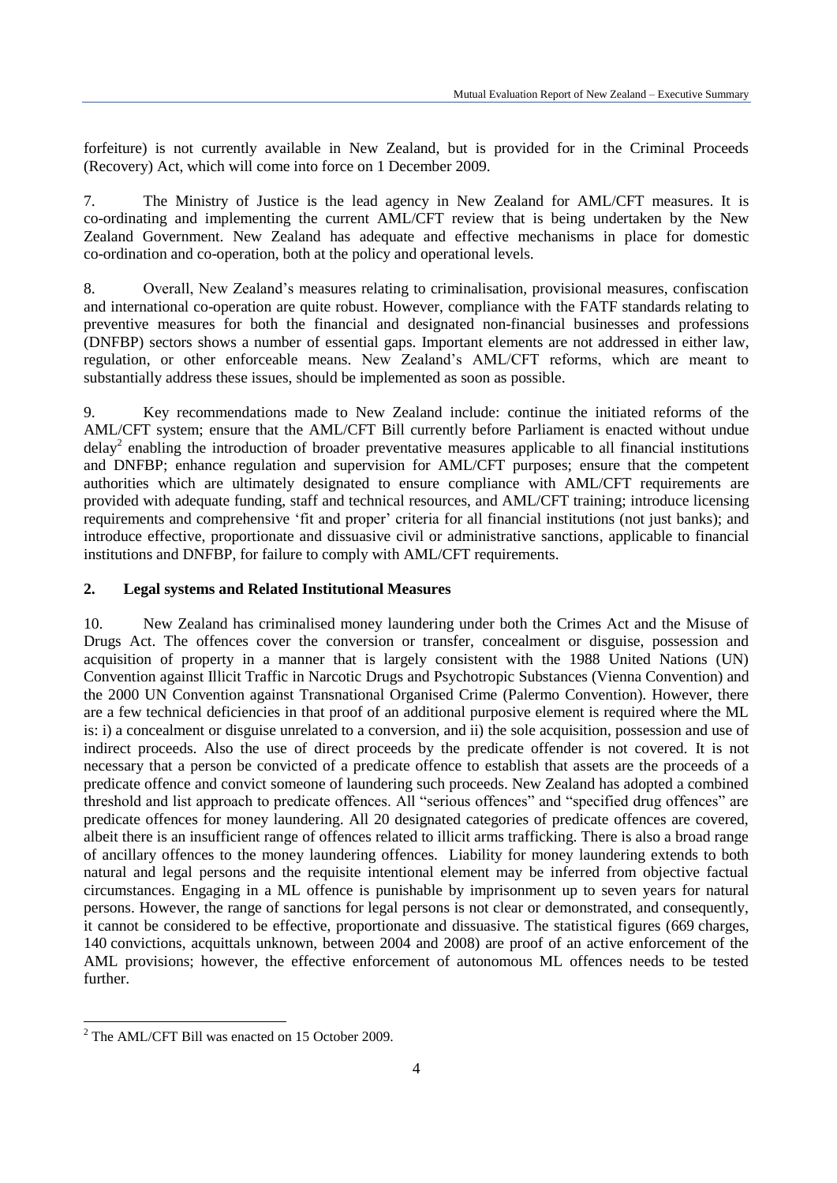forfeiture) is not currently available in New Zealand, but is provided for in the Criminal Proceeds (Recovery) Act, which will come into force on 1 December 2009.

7. The Ministry of Justice is the lead agency in New Zealand for AML/CFT measures. It is co-ordinating and implementing the current AML/CFT review that is being undertaken by the New Zealand Government. New Zealand has adequate and effective mechanisms in place for domestic co-ordination and co-operation, both at the policy and operational levels.

8. Overall, New Zealand's measures relating to criminalisation, provisional measures, confiscation and international co-operation are quite robust. However, compliance with the FATF standards relating to preventive measures for both the financial and designated non-financial businesses and professions (DNFBP) sectors shows a number of essential gaps. Important elements are not addressed in either law, regulation, or other enforceable means. New Zealand's AML/CFT reforms, which are meant to substantially address these issues, should be implemented as soon as possible.

9. Key recommendations made to New Zealand include: continue the initiated reforms of the AML/CFT system; ensure that the AML/CFT Bill currently before Parliament is enacted without undue delay[2] enabling the introduction of broader preventative measures applicable to all financial institutions and DNFBP; enhance regulation and supervision for AML/CFT purposes; ensure that the competent authorities which are ultimately designated to ensure compliance with AML/CFT requirements are provided with adequate funding, staff and technical resources, and AML/CFT training; introduce licensing requirements and comprehensive 'fit and proper' criteria for all financial institutions (not just banks); and introduce effective, proportionate and dissuasive civil or administrative sanctions, applicable to financial institutions and DNFBP, for failure to comply with AML/CFT requirements.

## 2. Legal systems and Related Institutional Measures

10. New Zealand has criminalised money laundering under both the Crimes Act and the Misuse of Drugs Act. The offences cover the conversion or transfer, concealment or disguise, possession and acquisition of property in a manner that is largely consistent with the 1988 United Nations (UN) Convention against Illicit Traffic in Narcotic Drugs and Psychotropic Substances (Vienna Convention) and the 2000 UN Convention against Transnational Organised Crime (Palermo Convention). However, there are a few technical deficiencies in that proof of an additional purposive element is required where the ML is: i) a concealment or disguise unrelated to a conversion, and ii) the sole acquisition, possession and use of indirect proceeds. Also the use of direct proceeds by the predicate offender is not covered. It is not necessary that a person be convicted of a predicate offence to establish that assets are the proceeds of a predicate offence and convict someone of laundering such proceeds. New Zealand has adopted a combined threshold and list approach to predicate offences. All "serious offences" and "specified drug offences" are predicate offences for money laundering. All 20 designated categories of predicate offences are covered, albeit there is an insufficient range of offences related to illicit arms trafficking. There is also a broad range of ancillary offences to the money laundering offences. Liability for money laundering extends to both natural and legal persons and the requisite intentional element may be inferred from objective factual circumstances. Engaging in a ML offence is punishable by imprisonment up to seven years for natural persons. However, the range of sanctions for legal persons is not clear or demonstrated, and consequently, it cannot be considered to be effective, proportionate and dissuasive. The statistical figures (669 charges, 140 convictions, acquittals unknown, between 2004 and 2008) are proof of an active enforcement of the AML provisions; however, the effective enforcement of autonomous ML offences needs to be tested further.

---

[2] The AML/CFT Bill was enacted on 15 October 2009.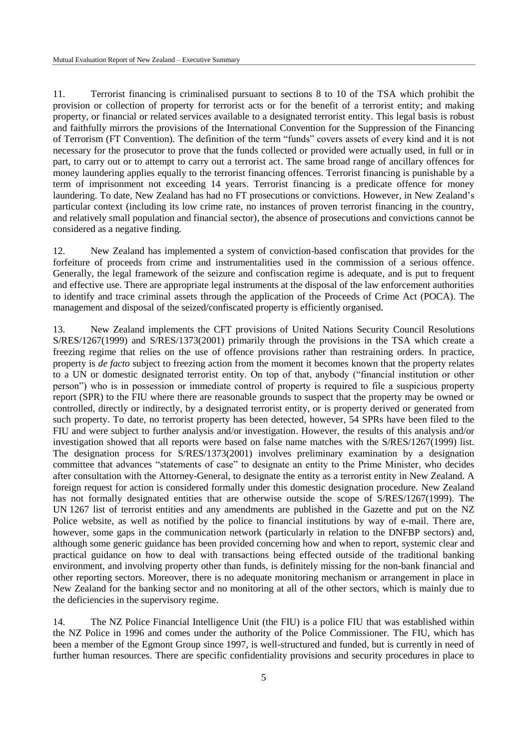11. Terrorist financing is criminalised pursuant to sections 8 to 10 of the TSA which prohibit the provision or collection of property for terrorist acts or for the benefit of a terrorist entity; and making property, or financial or related services available to a designated terrorist entity. This legal basis is robust and faithfully mirrors the provisions of the International Convention for the Suppression of the Financing of Terrorism (FT Convention). The definition of the term "funds" covers assets of every kind and it is not necessary for the prosecutor to prove that the funds collected or provided were actually used, in full or in part, to carry out or to attempt to carry out a terrorist act. The same broad range of ancillary offences for money laundering applies equally to the terrorist financing offences. Terrorist financing is punishable by a term of imprisonment not exceeding 14 years. Terrorist financing is a predicate offence for money laundering. To date, New Zealand has had no FT prosecutions or convictions. However, in New Zealand's particular context (including its low crime rate, no instances of proven terrorist financing in the country, and relatively small population and financial sector), the absence of prosecutions and convictions cannot be considered as a negative finding.

12. New Zealand has implemented a system of conviction-based confiscation that provides for the forfeiture of proceeds from crime and instrumentalities used in the commission of a serious offence. Generally, the legal framework of the seizure and confiscation regime is adequate, and is put to frequent and effective use. There are appropriate legal instruments at the disposal of the law enforcement authorities to identify and trace criminal assets through the application of the Proceeds of Crime Act (POCA). The management and disposal of the seized/confiscated property is efficiently organised.

13. New Zealand implements the CFT provisions of United Nations Security Council Resolutions S/RES/1267(1999) and S/RES/1373(2001) primarily through the provisions in the TSA which create a freezing regime that relies on the use of offence provisions rather than restraining orders. In practice, property is *de facto* subject to freezing action from the moment it becomes known that the property relates to a UN or domestic designated terrorist entity. On top of that, anybody ("financial institution or other person") who is in possession or immediate control of property is required to file a suspicious property report (SPR) to the FIU where there are reasonable grounds to suspect that the property may be owned or controlled, directly or indirectly, by a designated terrorist entity, or is property derived or generated from such property. To date, no terrorist property has been detected, however, 54 SPRs have been filed to the FIU and were subject to further analysis and/or investigation. However, the results of this analysis and/or investigation showed that all reports were based on false name matches with the S/RES/1267(1999) list. The designation process for S/RES/1373(2001) involves preliminary examination by a designation committee that advances "statements of case" to designate an entity to the Prime Minister, who decides after consultation with the Attorney-General, to designate the entity as a terrorist entity in New Zealand. A foreign request for action is considered formally under this domestic designation procedure. New Zealand has not formally designated entities that are otherwise outside the scope of S/RES/1267(1999). The UN 1267 list of terrorist entities and any amendments are published in the Gazette and put on the NZ Police website, as well as notified by the police to financial institutions by way of e-mail. There are, however, some gaps in the communication network (particularly in relation to the DNFBP sectors) and, although some generic guidance has been provided concerning how and when to report, systemic clear and practical guidance on how to deal with transactions being effected outside of the traditional banking environment, and involving property other than funds, is definitely missing for the non-bank financial and other reporting sectors. Moreover, there is no adequate monitoring mechanism or arrangement in place in New Zealand for the banking sector and no monitoring at all of the other sectors, which is mainly due to the deficiencies in the supervisory regime.

14. The NZ Police Financial Intelligence Unit (the FIU) is a police FIU that was established within the NZ Police in 1996 and comes under the authority of the Police Commissioner. The FIU, which has been a member of the Egmont Group since 1997, is well-structured and funded, but is currently in need of further human resources. There are specific confidentiality provisions and security procedures in place to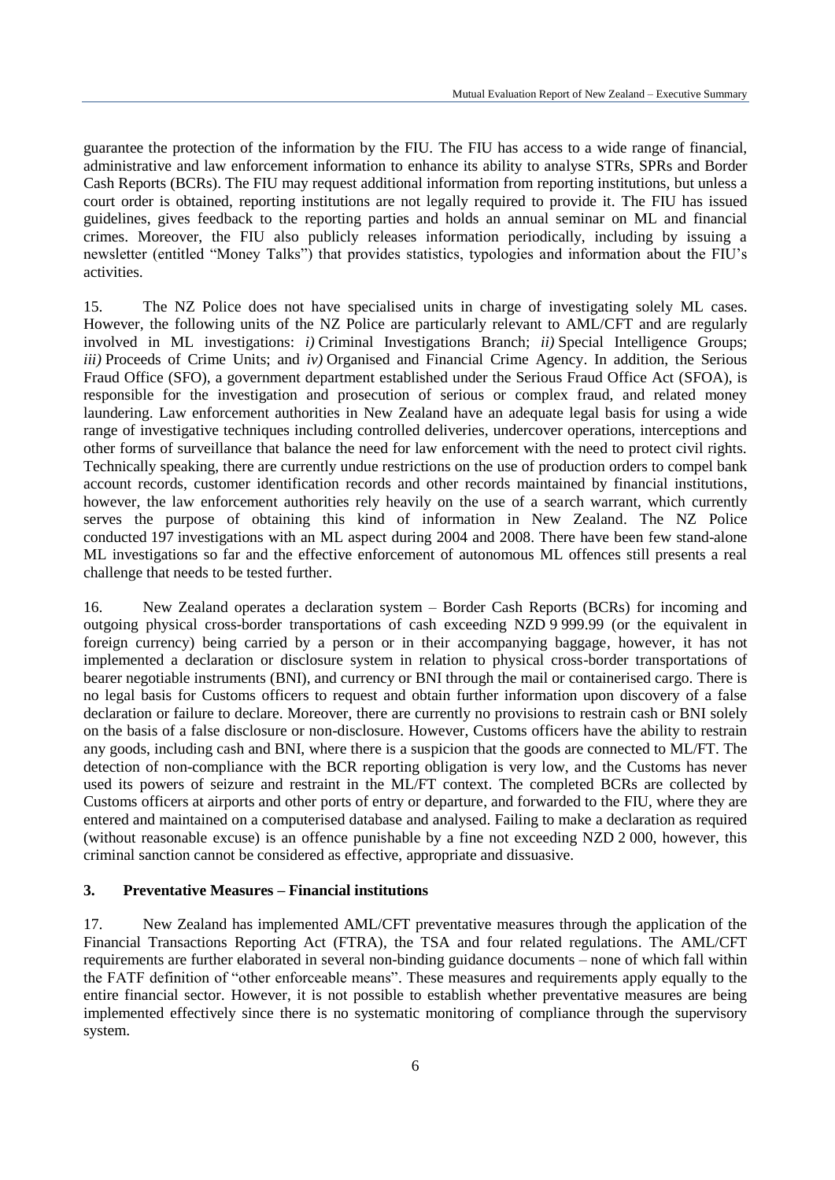guarantee the protection of the information by the FIU. The FIU has access to a wide range of financial, administrative and law enforcement information to enhance its ability to analyse STRs, SPRs and Border Cash Reports (BCRs). The FIU may request additional information from reporting institutions, but unless a court order is obtained, reporting institutions are not legally required to provide it. The FIU has issued guidelines, gives feedback to the reporting parties and holds an annual seminar on ML and financial crimes. Moreover, the FIU also publicly releases information periodically, including by issuing a newsletter (entitled "Money Talks") that provides statistics, typologies and information about the FIU's activities.

15. The NZ Police does not have specialised units in charge of investigating solely ML cases. However, the following units of the NZ Police are particularly relevant to AML/CFT and are regularly involved in ML investigations: *i)* Criminal Investigations Branch; *ii)* Special Intelligence Groups; *iii)* Proceeds of Crime Units; and *iv)* Organised and Financial Crime Agency. In addition, the Serious Fraud Office (SFO), a government department established under the Serious Fraud Office Act (SFOA), is responsible for the investigation and prosecution of serious or complex fraud, and related money laundering. Law enforcement authorities in New Zealand have an adequate legal basis for using a wide range of investigative techniques including controlled deliveries, undercover operations, interceptions and other forms of surveillance that balance the need for law enforcement with the need to protect civil rights. Technically speaking, there are currently undue restrictions on the use of production orders to compel bank account records, customer identification records and other records maintained by financial institutions, however, the law enforcement authorities rely heavily on the use of a search warrant, which currently serves the purpose of obtaining this kind of information in New Zealand. The NZ Police conducted 197 investigations with an ML aspect during 2004 and 2008. There have been few stand-alone ML investigations so far and the effective enforcement of autonomous ML offences still presents a real challenge that needs to be tested further.

16. New Zealand operates a declaration system – Border Cash Reports (BCRs) for incoming and outgoing physical cross-border transportations of cash exceeding NZD 9 999.99 (or the equivalent in foreign currency) being carried by a person or in their accompanying baggage, however, it has not implemented a declaration or disclosure system in relation to physical cross-border transportations of bearer negotiable instruments (BNI), and currency or BNI through the mail or containerised cargo. There is no legal basis for Customs officers to request and obtain further information upon discovery of a false declaration or failure to declare. Moreover, there are currently no provisions to restrain cash or BNI solely on the basis of a false disclosure or non-disclosure. However, Customs officers have the ability to restrain any goods, including cash and BNI, where there is a suspicion that the goods are connected to ML/FT. The detection of non-compliance with the BCR reporting obligation is very low, and the Customs has never used its powers of seizure and restraint in the ML/FT context. The completed BCRs are collected by Customs officers at airports and other ports of entry or departure, and forwarded to the FIU, where they are entered and maintained on a computerised database and analysed. Failing to make a declaration as required (without reasonable excuse) is an offence punishable by a fine not exceeding NZD 2 000, however, this criminal sanction cannot be considered as effective, appropriate and dissuasive.

### 3. Preventative Measures – Financial institutions

17. New Zealand has implemented AML/CFT preventative measures through the application of the Financial Transactions Reporting Act (FTRA), the TSA and four related regulations. The AML/CFT requirements are further elaborated in several non-binding guidance documents – none of which fall within the FATF definition of "other enforceable means". These measures and requirements apply equally to the entire financial sector. However, it is not possible to establish whether preventative measures are being implemented effectively since there is no systematic monitoring of compliance through the supervisory system.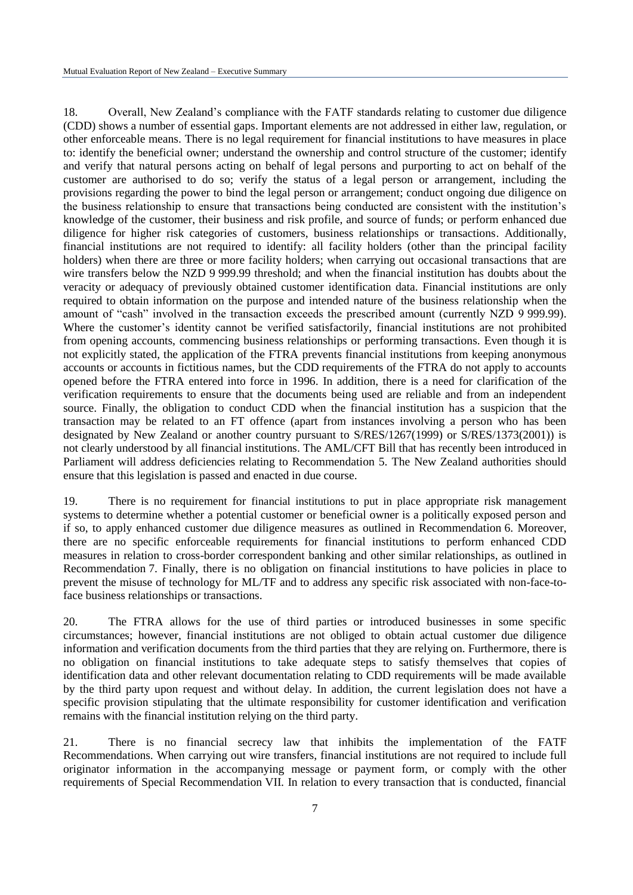18. Overall, New Zealand's compliance with the FATF standards relating to customer due diligence (CDD) shows a number of essential gaps. Important elements are not addressed in either law, regulation, or other enforceable means. There is no legal requirement for financial institutions to have measures in place to: identify the beneficial owner; understand the ownership and control structure of the customer; identify and verify that natural persons acting on behalf of legal persons and purporting to act on behalf of the customer are authorised to do so; verify the status of a legal person or arrangement, including the provisions regarding the power to bind the legal person or arrangement; conduct ongoing due diligence on the business relationship to ensure that transactions being conducted are consistent with the institution's knowledge of the customer, their business and risk profile, and source of funds; or perform enhanced due diligence for higher risk categories of customers, business relationships or transactions. Additionally, financial institutions are not required to identify: all facility holders (other than the principal facility holders) when there are three or more facility holders; when carrying out occasional transactions that are wire transfers below the NZD 9 999.99 threshold; and when the financial institution has doubts about the veracity or adequacy of previously obtained customer identification data. Financial institutions are only required to obtain information on the purpose and intended nature of the business relationship when the amount of "cash" involved in the transaction exceeds the prescribed amount (currently NZD 9 999.99). Where the customer's identity cannot be verified satisfactorily, financial institutions are not prohibited from opening accounts, commencing business relationships or performing transactions. Even though it is not explicitly stated, the application of the FTRA prevents financial institutions from keeping anonymous accounts or accounts in fictitious names, but the CDD requirements of the FTRA do not apply to accounts opened before the FTRA entered into force in 1996. In addition, there is a need for clarification of the verification requirements to ensure that the documents being used are reliable and from an independent source. Finally, the obligation to conduct CDD when the financial institution has a suspicion that the transaction may be related to an FT offence (apart from instances involving a person who has been designated by New Zealand or another country pursuant to S/RES/1267(1999) or S/RES/1373(2001)) is not clearly understood by all financial institutions. The AML/CFT Bill that has recently been introduced in Parliament will address deficiencies relating to Recommendation 5. The New Zealand authorities should ensure that this legislation is passed and enacted in due course.

19. There is no requirement for financial institutions to put in place appropriate risk management systems to determine whether a potential customer or beneficial owner is a politically exposed person and if so, to apply enhanced customer due diligence measures as outlined in Recommendation 6. Moreover, there are no specific enforceable requirements for financial institutions to perform enhanced CDD measures in relation to cross-border correspondent banking and other similar relationships, as outlined in Recommendation 7. Finally, there is no obligation on financial institutions to have policies in place to prevent the misuse of technology for ML/TF and to address any specific risk associated with non-face-to-face business relationships or transactions.

20. The FTRA allows for the use of third parties or introduced businesses in some specific circumstances; however, financial institutions are not obliged to obtain actual customer due diligence information and verification documents from the third parties that they are relying on. Furthermore, there is no obligation on financial institutions to take adequate steps to satisfy themselves that copies of identification data and other relevant documentation relating to CDD requirements will be made available by the third party upon request and without delay. In addition, the current legislation does not have a specific provision stipulating that the ultimate responsibility for customer identification and verification remains with the financial institution relying on the third party.

21. There is no financial secrecy law that inhibits the implementation of the FATF Recommendations. When carrying out wire transfers, financial institutions are not required to include full originator information in the accompanying message or payment form, or comply with the other requirements of Special Recommendation VII. In relation to every transaction that is conducted, financial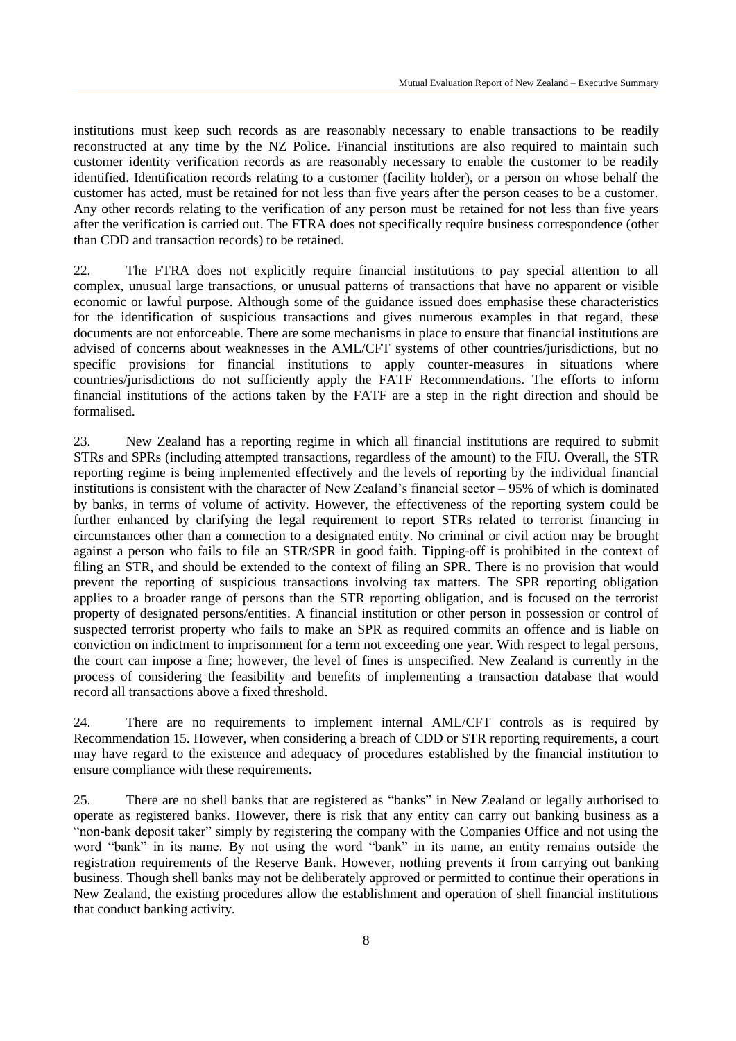institutions must keep such records as are reasonably necessary to enable transactions to be readily reconstructed at any time by the NZ Police. Financial institutions are also required to maintain such customer identity verification records as are reasonably necessary to enable the customer to be readily identified. Identification records relating to a customer (facility holder), or a person on whose behalf the customer has acted, must be retained for not less than five years after the person ceases to be a customer. Any other records relating to the verification of any person must be retained for not less than five years after the verification is carried out. The FTRA does not specifically require business correspondence (other than CDD and transaction records) to be retained.

22. The FTRA does not explicitly require financial institutions to pay special attention to all complex, unusual large transactions, or unusual patterns of transactions that have no apparent or visible economic or lawful purpose. Although some of the guidance issued does emphasise these characteristics for the identification of suspicious transactions and gives numerous examples in that regard, these documents are not enforceable. There are some mechanisms in place to ensure that financial institutions are advised of concerns about weaknesses in the AML/CFT systems of other countries/jurisdictions, but no specific provisions for financial institutions to apply counter-measures in situations where countries/jurisdictions do not sufficiently apply the FATF Recommendations. The efforts to inform financial institutions of the actions taken by the FATF are a step in the right direction and should be formalised.

23. New Zealand has a reporting regime in which all financial institutions are required to submit STRs and SPRs (including attempted transactions, regardless of the amount) to the FIU. Overall, the STR reporting regime is being implemented effectively and the levels of reporting by the individual financial institutions is consistent with the character of New Zealand's financial sector – 95% of which is dominated by banks, in terms of volume of activity. However, the effectiveness of the reporting system could be further enhanced by clarifying the legal requirement to report STRs related to terrorist financing in circumstances other than a connection to a designated entity. No criminal or civil action may be brought against a person who fails to file an STR/SPR in good faith. Tipping-off is prohibited in the context of filing an STR, and should be extended to the context of filing an SPR. There is no provision that would prevent the reporting of suspicious transactions involving tax matters. The SPR reporting obligation applies to a broader range of persons than the STR reporting obligation, and is focused on the terrorist property of designated persons/entities. A financial institution or other person in possession or control of suspected terrorist property who fails to make an SPR as required commits an offence and is liable on conviction on indictment to imprisonment for a term not exceeding one year. With respect to legal persons, the court can impose a fine; however, the level of fines is unspecified. New Zealand is currently in the process of considering the feasibility and benefits of implementing a transaction database that would record all transactions above a fixed threshold.

24. There are no requirements to implement internal AML/CFT controls as is required by Recommendation 15. However, when considering a breach of CDD or STR reporting requirements, a court may have regard to the existence and adequacy of procedures established by the financial institution to ensure compliance with these requirements.

25. There are no shell banks that are registered as "banks" in New Zealand or legally authorised to operate as registered banks. However, there is risk that any entity can carry out banking business as a "non-bank deposit taker" simply by registering the company with the Companies Office and not using the word "bank" in its name. By not using the word "bank" in its name, an entity remains outside the registration requirements of the Reserve Bank. However, nothing prevents it from carrying out banking business. Though shell banks may not be deliberately approved or permitted to continue their operations in New Zealand, the existing procedures allow the establishment and operation of shell financial institutions that conduct banking activity.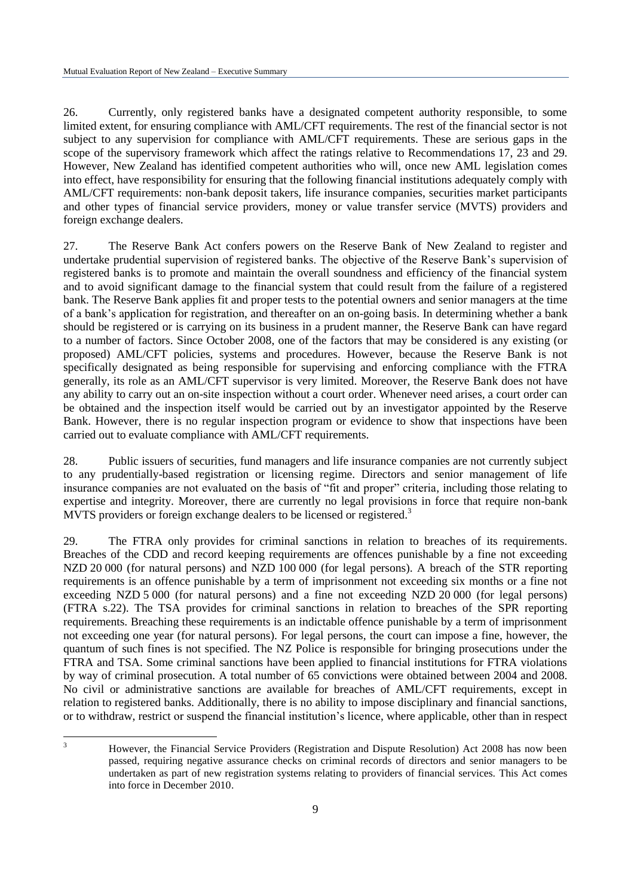26. Currently, only registered banks have a designated competent authority responsible, to some limited extent, for ensuring compliance with AML/CFT requirements. The rest of the financial sector is not subject to any supervision for compliance with AML/CFT requirements. These are serious gaps in the scope of the supervisory framework which affect the ratings relative to Recommendations 17, 23 and 29. However, New Zealand has identified competent authorities who will, once new AML legislation comes into effect, have responsibility for ensuring that the following financial institutions adequately comply with AML/CFT requirements: non-bank deposit takers, life insurance companies, securities market participants and other types of financial service providers, money or value transfer service (MVTS) providers and foreign exchange dealers.

27. The Reserve Bank Act confers powers on the Reserve Bank of New Zealand to register and undertake prudential supervision of registered banks. The objective of the Reserve Bank's supervision of registered banks is to promote and maintain the overall soundness and efficiency of the financial system and to avoid significant damage to the financial system that could result from the failure of a registered bank. The Reserve Bank applies fit and proper tests to the potential owners and senior managers at the time of a bank's application for registration, and thereafter on an on-going basis. In determining whether a bank should be registered or is carrying on its business in a prudent manner, the Reserve Bank can have regard to a number of factors. Since October 2008, one of the factors that may be considered is any existing (or proposed) AML/CFT policies, systems and procedures. However, because the Reserve Bank is not specifically designated as being responsible for supervising and enforcing compliance with the FTRA generally, its role as an AML/CFT supervisor is very limited. Moreover, the Reserve Bank does not have any ability to carry out an on-site inspection without a court order. Whenever need arises, a court order can be obtained and the inspection itself would be carried out by an investigator appointed by the Reserve Bank. However, there is no regular inspection program or evidence to show that inspections have been carried out to evaluate compliance with AML/CFT requirements.

28. Public issuers of securities, fund managers and life insurance companies are not currently subject to any prudentially-based registration or licensing regime. Directors and senior management of life insurance companies are not evaluated on the basis of "fit and proper" criteria, including those relating to expertise and integrity. Moreover, there are currently no legal provisions in force that require non-bank MVTS providers or foreign exchange dealers to be licensed or registered.[3]

29. The FTRA only provides for criminal sanctions in relation to breaches of its requirements. Breaches of the CDD and record keeping requirements are offences punishable by a fine not exceeding NZD 20 000 (for natural persons) and NZD 100 000 (for legal persons). A breach of the STR reporting requirements is an offence punishable by a term of imprisonment not exceeding six months or a fine not exceeding NZD 5 000 (for natural persons) and a fine not exceeding NZD 20 000 (for legal persons) (FTRA s.22). The TSA provides for criminal sanctions in relation to breaches of the SPR reporting requirements. Breaching these requirements is an indictable offence punishable by a term of imprisonment not exceeding one year (for natural persons). For legal persons, the court can impose a fine, however, the quantum of such fines is not specified. The NZ Police is responsible for bringing prosecutions under the FTRA and TSA. Some criminal sanctions have been applied to financial institutions for FTRA violations by way of criminal prosecution. A total number of 65 convictions were obtained between 2004 and 2008. No civil or administrative sanctions are available for breaches of AML/CFT requirements, except in relation to registered banks. Additionally, there is no ability to impose disciplinary and financial sanctions, or to withdraw, restrict or suspend the financial institution's licence, where applicable, other than in respect

[3] However, the Financial Service Providers (Registration and Dispute Resolution) Act 2008 has now been passed, requiring negative assurance checks on criminal records of directors and senior managers to be undertaken as part of new registration systems relating to providers of financial services. This Act comes into force in December 2010.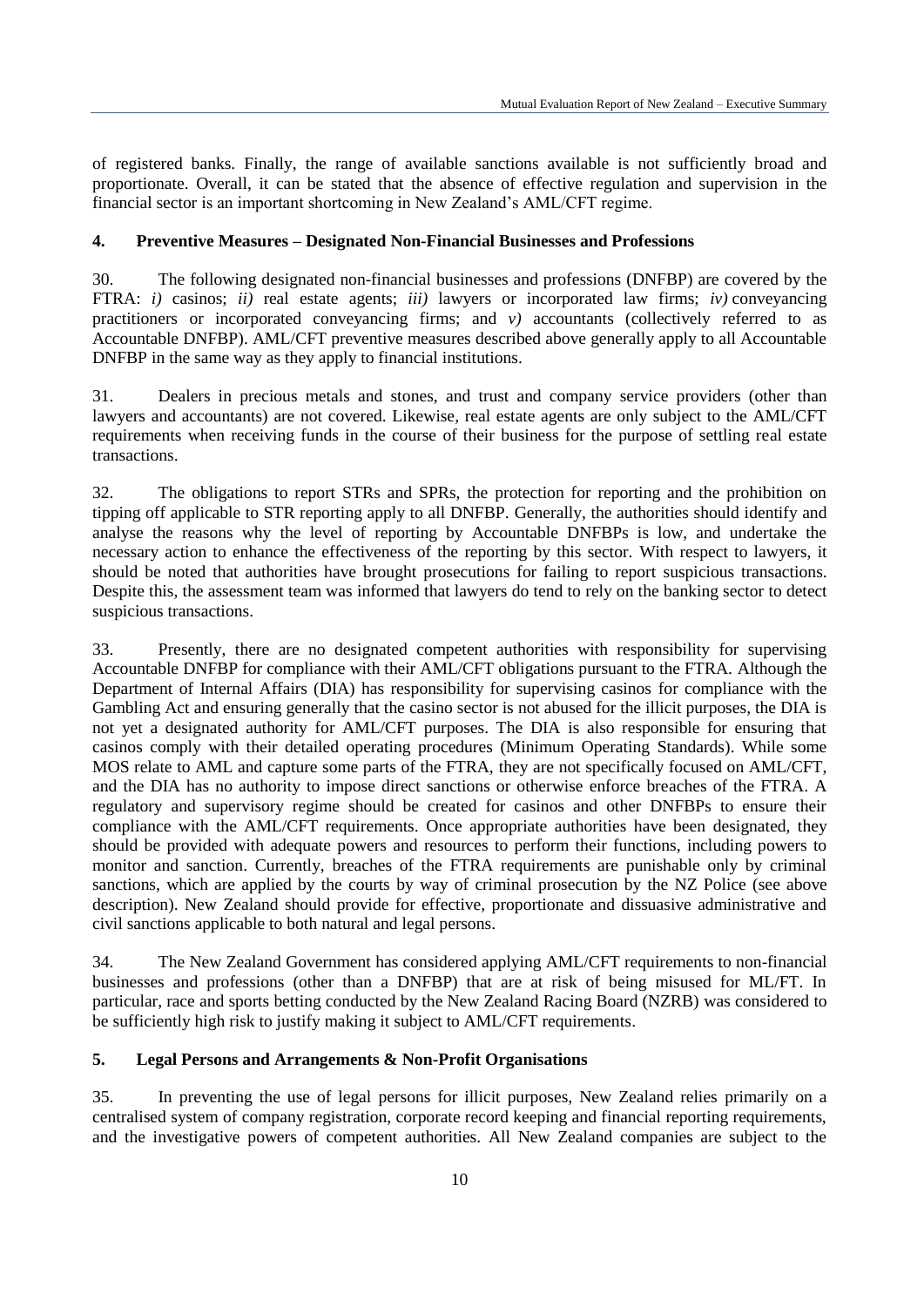of registered banks. Finally, the range of available sanctions available is not sufficiently broad and proportionate. Overall, it can be stated that the absence of effective regulation and supervision in the financial sector is an important shortcoming in New Zealand's AML/CFT regime.

## 4. Preventive Measures – Designated Non-Financial Businesses and Professions

30. The following designated non-financial businesses and professions (DNFBP) are covered by the FTRA: *i)* casinos; *ii)* real estate agents; *iii)* lawyers or incorporated law firms; *iv)* conveyancing practitioners or incorporated conveyancing firms; and *v)* accountants (collectively referred to as Accountable DNFBP). AML/CFT preventive measures described above generally apply to all Accountable DNFBP in the same way as they apply to financial institutions.

31. Dealers in precious metals and stones, and trust and company service providers (other than lawyers and accountants) are not covered. Likewise, real estate agents are only subject to the AML/CFT requirements when receiving funds in the course of their business for the purpose of settling real estate transactions.

32. The obligations to report STRs and SPRs, the protection for reporting and the prohibition on tipping off applicable to STR reporting apply to all DNFBP. Generally, the authorities should identify and analyse the reasons why the level of reporting by Accountable DNFBPs is low, and undertake the necessary action to enhance the effectiveness of the reporting by this sector. With respect to lawyers, it should be noted that authorities have brought prosecutions for failing to report suspicious transactions. Despite this, the assessment team was informed that lawyers do tend to rely on the banking sector to detect suspicious transactions.

33. Presently, there are no designated competent authorities with responsibility for supervising Accountable DNFBP for compliance with their AML/CFT obligations pursuant to the FTRA. Although the Department of Internal Affairs (DIA) has responsibility for supervising casinos for compliance with the Gambling Act and ensuring generally that the casino sector is not abused for the illicit purposes, the DIA is not yet a designated authority for AML/CFT purposes. The DIA is also responsible for ensuring that casinos comply with their detailed operating procedures (Minimum Operating Standards). While some MOS relate to AML and capture some parts of the FTRA, they are not specifically focused on AML/CFT, and the DIA has no authority to impose direct sanctions or otherwise enforce breaches of the FTRA. A regulatory and supervisory regime should be created for casinos and other DNFBPs to ensure their compliance with the AML/CFT requirements. Once appropriate authorities have been designated, they should be provided with adequate powers and resources to perform their functions, including powers to monitor and sanction. Currently, breaches of the FTRA requirements are punishable only by criminal sanctions, which are applied by the courts by way of criminal prosecution by the NZ Police (see above description). New Zealand should provide for effective, proportionate and dissuasive administrative and civil sanctions applicable to both natural and legal persons.

34. The New Zealand Government has considered applying AML/CFT requirements to non-financial businesses and professions (other than a DNFBP) that are at risk of being misused for ML/FT. In particular, race and sports betting conducted by the New Zealand Racing Board (NZRB) was considered to be sufficiently high risk to justify making it subject to AML/CFT requirements.

## 5. Legal Persons and Arrangements & Non-Profit Organisations

35. In preventing the use of legal persons for illicit purposes, New Zealand relies primarily on a centralised system of company registration, corporate record keeping and financial reporting requirements, and the investigative powers of competent authorities. All New Zealand companies are subject to the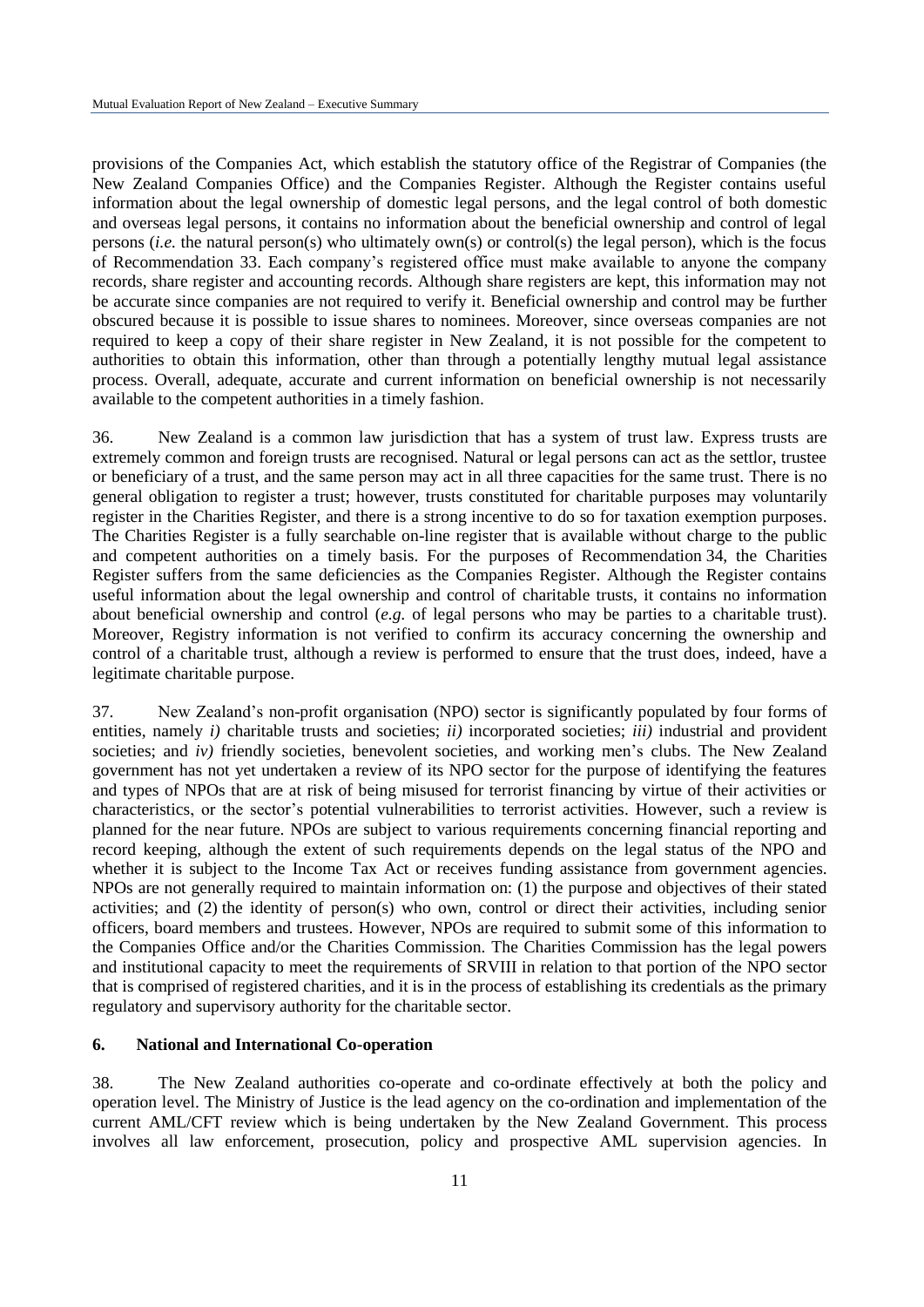provisions of the Companies Act, which establish the statutory office of the Registrar of Companies (the New Zealand Companies Office) and the Companies Register. Although the Register contains useful information about the legal ownership of domestic legal persons, and the legal control of both domestic and overseas legal persons, it contains no information about the beneficial ownership and control of legal persons (*i.e.* the natural person(s) who ultimately own(s) or control(s) the legal person), which is the focus of Recommendation 33. Each company's registered office must make available to anyone the company records, share register and accounting records. Although share registers are kept, this information may not be accurate since companies are not required to verify it. Beneficial ownership and control may be further obscured because it is possible to issue shares to nominees. Moreover, since overseas companies are not required to keep a copy of their share register in New Zealand, it is not possible for the competent to authorities to obtain this information, other than through a potentially lengthy mutual legal assistance process. Overall, adequate, accurate and current information on beneficial ownership is not necessarily available to the competent authorities in a timely fashion.

36. New Zealand is a common law jurisdiction that has a system of trust law. Express trusts are extremely common and foreign trusts are recognised. Natural or legal persons can act as the settlor, trustee or beneficiary of a trust, and the same person may act in all three capacities for the same trust. There is no general obligation to register a trust; however, trusts constituted for charitable purposes may voluntarily register in the Charities Register, and there is a strong incentive to do so for taxation exemption purposes. The Charities Register is a fully searchable on-line register that is available without charge to the public and competent authorities on a timely basis. For the purposes of Recommendation 34, the Charities Register suffers from the same deficiencies as the Companies Register. Although the Register contains useful information about the legal ownership and control of charitable trusts, it contains no information about beneficial ownership and control (*e.g.* of legal persons who may be parties to a charitable trust). Moreover, Registry information is not verified to confirm its accuracy concerning the ownership and control of a charitable trust, although a review is performed to ensure that the trust does, indeed, have a legitimate charitable purpose.

37. New Zealand's non-profit organisation (NPO) sector is significantly populated by four forms of entities, namely *i)* charitable trusts and societies; *ii)* incorporated societies; *iii)* industrial and provident societies; and *iv)* friendly societies, benevolent societies, and working men's clubs. The New Zealand government has not yet undertaken a review of its NPO sector for the purpose of identifying the features and types of NPOs that are at risk of being misused for terrorist financing by virtue of their activities or characteristics, or the sector's potential vulnerabilities to terrorist activities. However, such a review is planned for the near future. NPOs are subject to various requirements concerning financial reporting and record keeping, although the extent of such requirements depends on the legal status of the NPO and whether it is subject to the Income Tax Act or receives funding assistance from government agencies. NPOs are not generally required to maintain information on: (1) the purpose and objectives of their stated activities; and (2) the identity of person(s) who own, control or direct their activities, including senior officers, board members and trustees. However, NPOs are required to submit some of this information to the Companies Office and/or the Charities Commission. The Charities Commission has the legal powers and institutional capacity to meet the requirements of SRVIII in relation to that portion of the NPO sector that is comprised of registered charities, and it is in the process of establishing its credentials as the primary regulatory and supervisory authority for the charitable sector.

## 6. National and International Co-operation

38. The New Zealand authorities co-operate and co-ordinate effectively at both the policy and operation level. The Ministry of Justice is the lead agency on the co-ordination and implementation of the current AML/CFT review which is being undertaken by the New Zealand Government. This process involves all law enforcement, prosecution, policy and prospective AML supervision agencies. In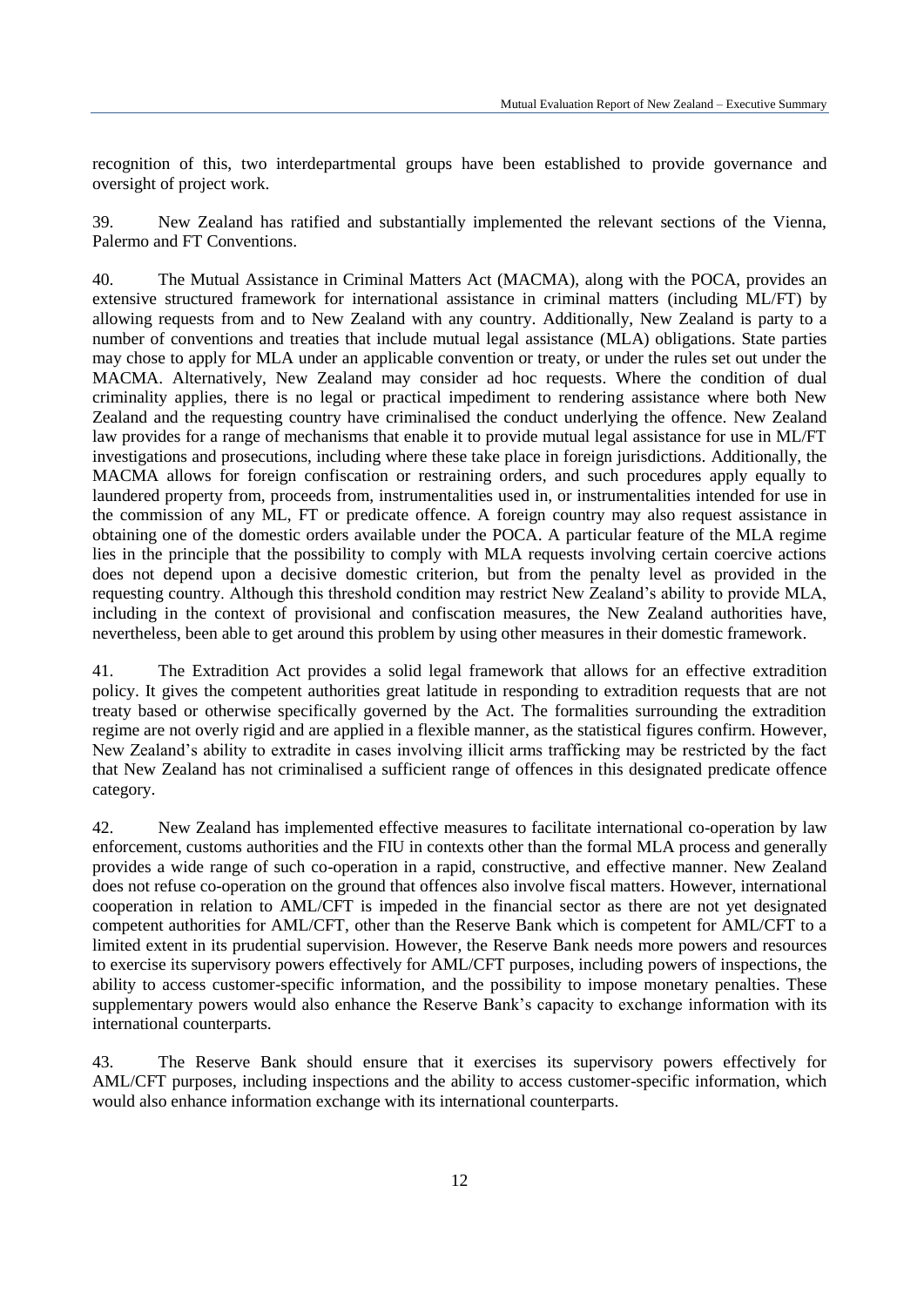recognition of this, two interdepartmental groups have been established to provide governance and oversight of project work.

39. New Zealand has ratified and substantially implemented the relevant sections of the Vienna, Palermo and FT Conventions.

40. The Mutual Assistance in Criminal Matters Act (MACMA), along with the POCA, provides an extensive structured framework for international assistance in criminal matters (including ML/FT) by allowing requests from and to New Zealand with any country. Additionally, New Zealand is party to a number of conventions and treaties that include mutual legal assistance (MLA) obligations. State parties may chose to apply for MLA under an applicable convention or treaty, or under the rules set out under the MACMA. Alternatively, New Zealand may consider ad hoc requests. Where the condition of dual criminality applies, there is no legal or practical impediment to rendering assistance where both New Zealand and the requesting country have criminalised the conduct underlying the offence. New Zealand law provides for a range of mechanisms that enable it to provide mutual legal assistance for use in ML/FT investigations and prosecutions, including where these take place in foreign jurisdictions. Additionally, the MACMA allows for foreign confiscation or restraining orders, and such procedures apply equally to laundered property from, proceeds from, instrumentalities used in, or instrumentalities intended for use in the commission of any ML, FT or predicate offence. A foreign country may also request assistance in obtaining one of the domestic orders available under the POCA. A particular feature of the MLA regime lies in the principle that the possibility to comply with MLA requests involving certain coercive actions does not depend upon a decisive domestic criterion, but from the penalty level as provided in the requesting country. Although this threshold condition may restrict New Zealand's ability to provide MLA, including in the context of provisional and confiscation measures, the New Zealand authorities have, nevertheless, been able to get around this problem by using other measures in their domestic framework.

41. The Extradition Act provides a solid legal framework that allows for an effective extradition policy. It gives the competent authorities great latitude in responding to extradition requests that are not treaty based or otherwise specifically governed by the Act. The formalities surrounding the extradition regime are not overly rigid and are applied in a flexible manner, as the statistical figures confirm. However, New Zealand's ability to extradite in cases involving illicit arms trafficking may be restricted by the fact that New Zealand has not criminalised a sufficient range of offences in this designated predicate offence category.

42. New Zealand has implemented effective measures to facilitate international co-operation by law enforcement, customs authorities and the FIU in contexts other than the formal MLA process and generally provides a wide range of such co-operation in a rapid, constructive, and effective manner. New Zealand does not refuse co-operation on the ground that offences also involve fiscal matters. However, international cooperation in relation to AML/CFT is impeded in the financial sector as there are not yet designated competent authorities for AML/CFT, other than the Reserve Bank which is competent for AML/CFT to a limited extent in its prudential supervision. However, the Reserve Bank needs more powers and resources to exercise its supervisory powers effectively for AML/CFT purposes, including powers of inspections, the ability to access customer-specific information, and the possibility to impose monetary penalties. These supplementary powers would also enhance the Reserve Bank's capacity to exchange information with its international counterparts.

43. The Reserve Bank should ensure that it exercises its supervisory powers effectively for AML/CFT purposes, including inspections and the ability to access customer-specific information, which would also enhance information exchange with its international counterparts.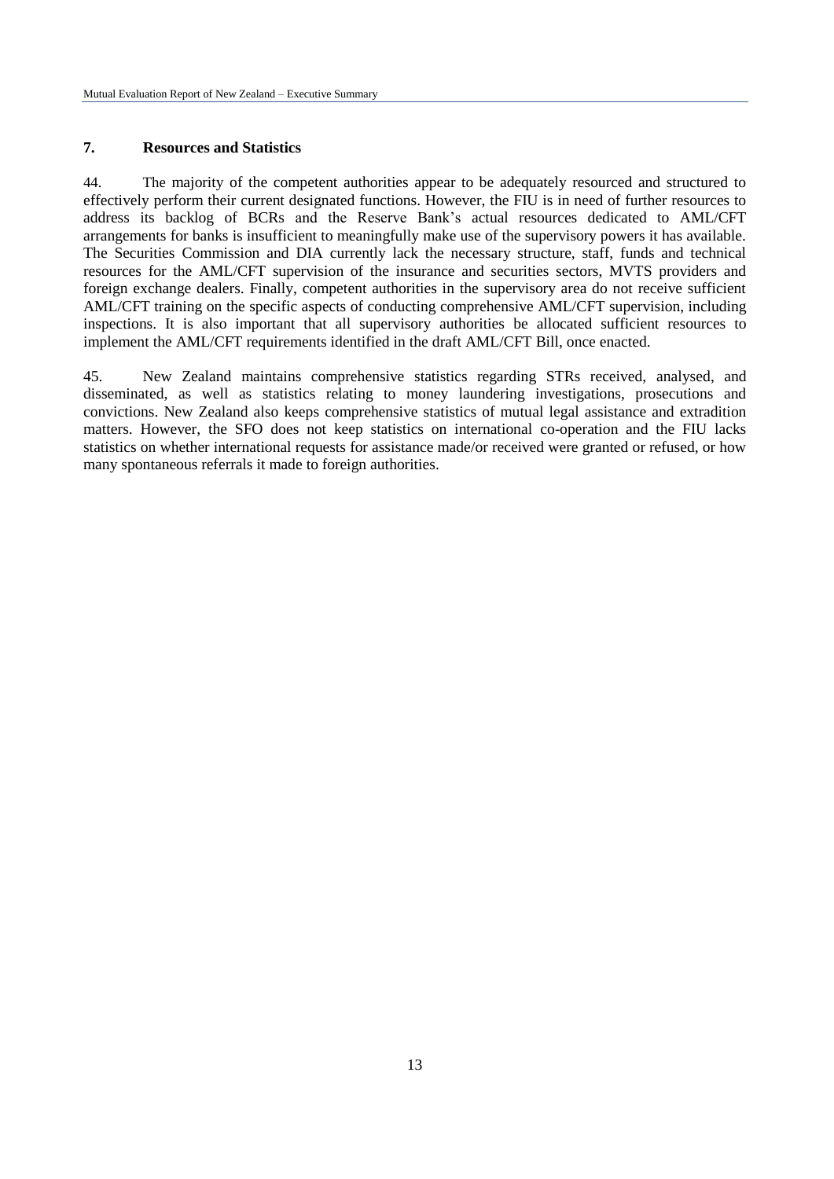## 7. Resources and Statistics

44. The majority of the competent authorities appear to be adequately resourced and structured to effectively perform their current designated functions. However, the FIU is in need of further resources to address its backlog of BCRs and the Reserve Bank's actual resources dedicated to AML/CFT arrangements for banks is insufficient to meaningfully make use of the supervisory powers it has available. The Securities Commission and DIA currently lack the necessary structure, staff, funds and technical resources for the AML/CFT supervision of the insurance and securities sectors, MVTS providers and foreign exchange dealers. Finally, competent authorities in the supervisory area do not receive sufficient AML/CFT training on the specific aspects of conducting comprehensive AML/CFT supervision, including inspections. It is also important that all supervisory authorities be allocated sufficient resources to implement the AML/CFT requirements identified in the draft AML/CFT Bill, once enacted.

45. New Zealand maintains comprehensive statistics regarding STRs received, analysed, and disseminated, as well as statistics relating to money laundering investigations, prosecutions and convictions. New Zealand also keeps comprehensive statistics of mutual legal assistance and extradition matters. However, the SFO does not keep statistics on international co-operation and the FIU lacks statistics on whether international requests for assistance made/or received were granted or refused, or how many spontaneous referrals it made to foreign authorities.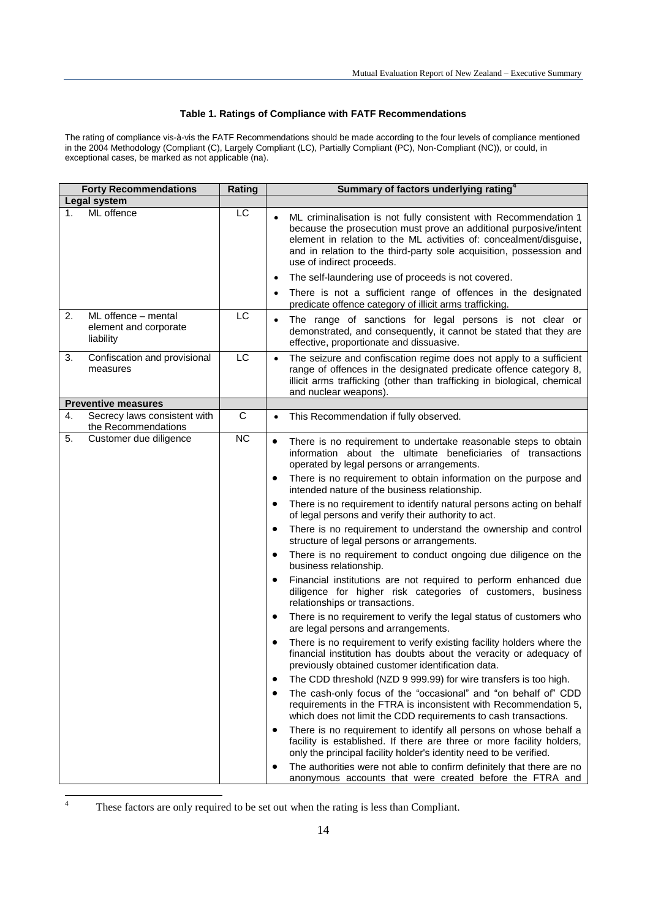**Table 1. Ratings of Compliance with FATF Recommendations**

The rating of compliance vis-à-vis the FATF Recommendations should be made according to the four levels of compliance mentioned in the 2004 Methodology (Compliant (C), Largely Compliant (LC), Partially Compliant (PC), Non-Compliant (NC)), or could, in exceptional cases, be marked as not applicable (na).

| Forty Recommendations | Rating | Summary of factors underlying rating[4] |
|---|---|---|
| **Legal system** | | |
| 1. ML offence | LC | • ML criminalisation is not fully consistent with Recommendation 1 because the prosecution must prove an additional purposive/intent element in relation to the ML activities of: concealment/disguise, and in relation to the third-party sole acquisition, possession and use of indirect proceeds.<br>• The self-laundering use of proceeds is not covered.<br>• There is not a sufficient range of offences in the designated predicate offence category of illicit arms trafficking. |
| 2. ML offence – mental element and corporate liability | LC | • The range of sanctions for legal persons is not clear or demonstrated, and consequently, it cannot be stated that they are effective, proportionate and dissuasive. |
| 3. Confiscation and provisional measures | LC | • The seizure and confiscation regime does not apply to a sufficient range of offences in the designated predicate offence category 8, illicit arms trafficking (other than trafficking in biological, chemical and nuclear weapons). |
| **Preventive measures** | | |
| 4. Secrecy laws consistent with the Recommendations | C | • This Recommendation if fully observed. |
| 5. Customer due diligence | NC | • There is no requirement to undertake reasonable steps to obtain information about the ultimate beneficiaries of transactions operated by legal persons or arrangements.<br>• There is no requirement to obtain information on the purpose and intended nature of the business relationship.<br>• There is no requirement to identify natural persons acting on behalf of legal persons and verify their authority to act.<br>• There is no requirement to understand the ownership and control structure of legal persons or arrangements.<br>• There is no requirement to conduct ongoing due diligence on the business relationship.<br>• Financial institutions are not required to perform enhanced due diligence for higher risk categories of customers, business relationships or transactions.<br>• There is no requirement to verify the legal status of customers who are legal persons and arrangements.<br>• There is no requirement to verify existing facility holders where the financial institution has doubts about the veracity or adequacy of previously obtained customer identification data.<br>• The CDD threshold (NZD 9 999.99) for wire transfers is too high.<br>• The cash-only focus of the "occasional" and "on behalf of" CDD requirements in the FTRA is inconsistent with Recommendation 5, which does not limit the CDD requirements to cash transactions.<br>• There is no requirement to identify all persons on whose behalf a facility is established. If there are three or more facility holders, only the principal facility holder's identity need to be verified.<br>• The authorities were not able to confirm definitely that there are no anonymous accounts that were created before the FTRA and |

[4] These factors are only required to be set out when the rating is less than Compliant.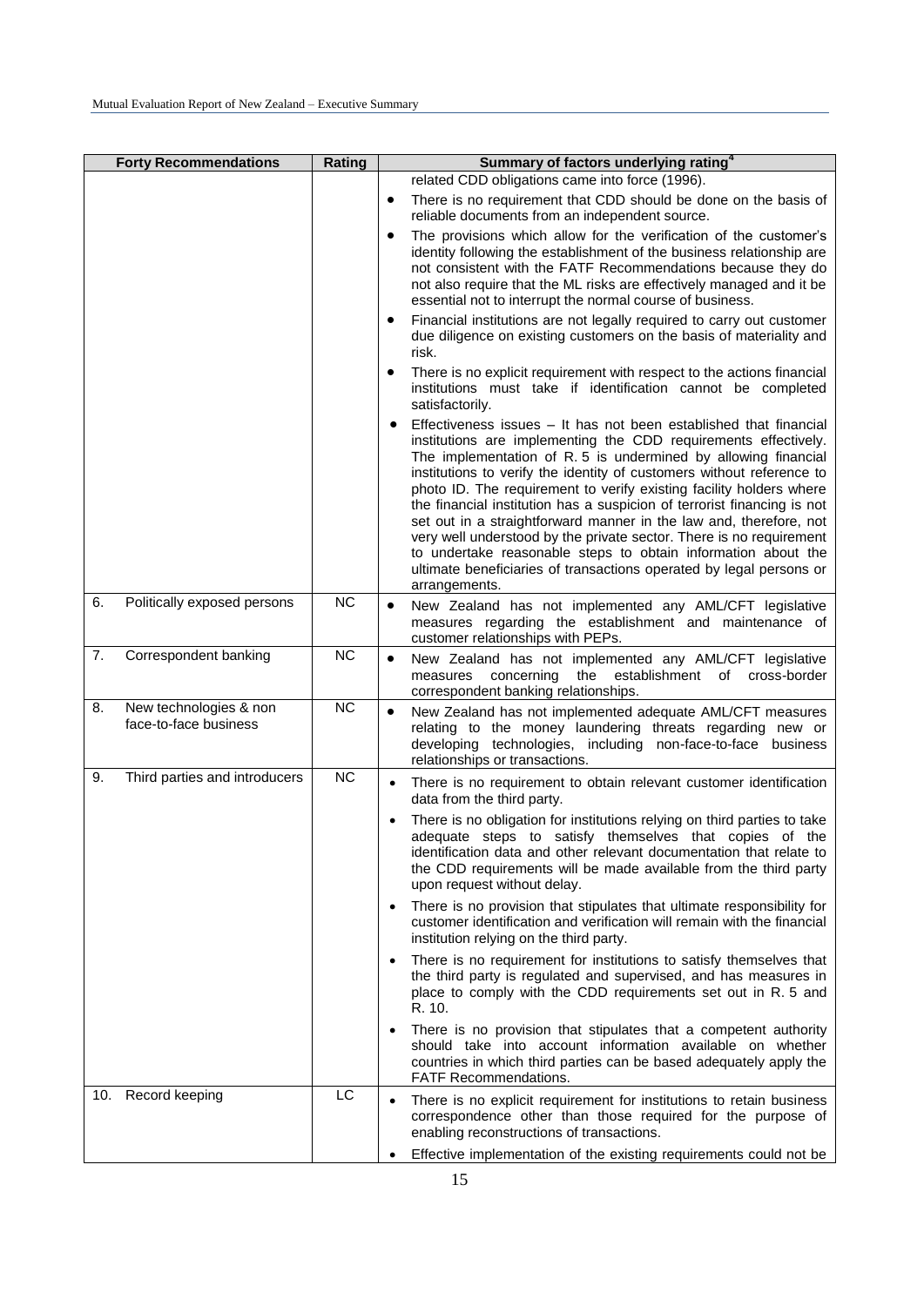| Forty Recommendations | Rating | Summary of factors underlying rating[4] |
|---|---|---|
| | | related CDD obligations came into force (1996).<br>• There is no requirement that CDD should be done on the basis of reliable documents from an independent source.<br>• The provisions which allow for the verification of the customer's identity following the establishment of the business relationship are not consistent with the FATF Recommendations because they do not also require that the ML risks are effectively managed and it be essential not to interrupt the normal course of business.<br>• Financial institutions are not legally required to carry out customer due diligence on existing customers on the basis of materiality and risk.<br>• There is no explicit requirement with respect to the actions financial institutions must take if identification cannot be completed satisfactorily.<br>• Effectiveness issues – It has not been established that financial institutions are implementing the CDD requirements effectively. The implementation of R. 5 is undermined by allowing financial institutions to verify the identity of customers without reference to photo ID. The requirement to verify existing facility holders where the financial institution has a suspicion of terrorist financing is not set out in a straightforward manner in the law and, therefore, not very well understood by the private sector. There is no requirement to undertake reasonable steps to obtain information about the ultimate beneficiaries of transactions operated by legal persons or arrangements. |
| 6. Politically exposed persons | NC | • New Zealand has not implemented any AML/CFT legislative measures regarding the establishment and maintenance of customer relationships with PEPs. |
| 7. Correspondent banking | NC | • New Zealand has not implemented any AML/CFT legislative measures concerning the establishment of cross-border correspondent banking relationships. |
| 8. New technologies & non face-to-face business | NC | • New Zealand has not implemented adequate AML/CFT measures relating to the money laundering threats regarding new or developing technologies, including non-face-to-face business relationships or transactions. |
| 9. Third parties and introducers | NC | • There is no requirement to obtain relevant customer identification data from the third party.<br>• There is no obligation for institutions relying on third parties to take adequate steps to satisfy themselves that copies of the identification data and other relevant documentation that relate to the CDD requirements will be made available from the third party upon request without delay.<br>• There is no provision that stipulates that ultimate responsibility for customer identification and verification will remain with the financial institution relying on the third party.<br>• There is no requirement for institutions to satisfy themselves that the third party is regulated and supervised, and has measures in place to comply with the CDD requirements set out in R. 5 and R. 10.<br>• There is no provision that stipulates that a competent authority should take into account information available on whether countries in which third parties can be based adequately apply the FATF Recommendations. |
| 10. Record keeping | LC | • There is no explicit requirement for institutions to retain business correspondence other than those required for the purpose of enabling reconstructions of transactions.<br>• Effective implementation of the existing requirements could not be |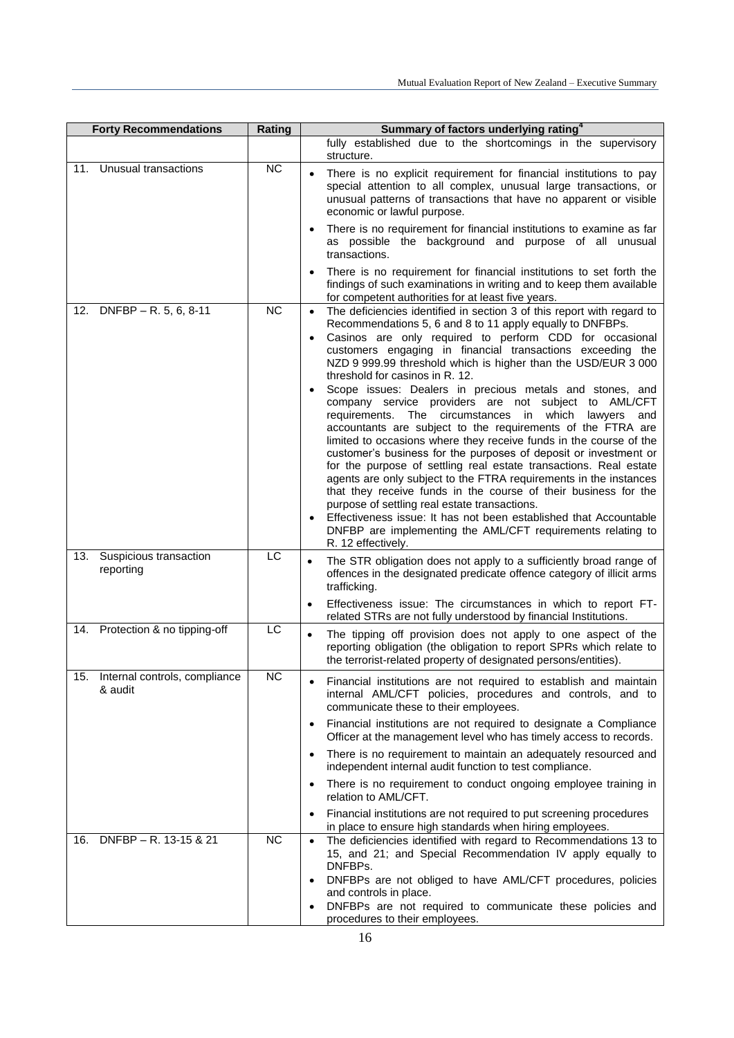| Forty Recommendations | Rating | Summary of factors underlying rating[4] |
|---|---|---|
| | | fully established due to the shortcomings in the supervisory structure. |
| 11. Unusual transactions | NC | • There is no explicit requirement for financial institutions to pay special attention to all complex, unusual large transactions, or unusual patterns of transactions that have no apparent or visible economic or lawful purpose.<br>• There is no requirement for financial institutions to examine as far as possible the background and purpose of all unusual transactions.<br>• There is no requirement for financial institutions to set forth the findings of such examinations in writing and to keep them available for competent authorities for at least five years. |
| 12. DNFBP – R. 5, 6, 8-11 | NC | • The deficiencies identified in section 3 of this report with regard to Recommendations 5, 6 and 8 to 11 apply equally to DNFBPs.<br>• Casinos are only required to perform CDD for occasional customers engaging in financial transactions exceeding the NZD 9 999.99 threshold which is higher than the USD/EUR 3 000 threshold for casinos in R. 12.<br>• Scope issues: Dealers in precious metals and stones, and company service providers are not subject to AML/CFT requirements. The circumstances in which lawyers and accountants are subject to the requirements of the FTRA are limited to occasions where they receive funds in the course of the customer's business for the purposes of deposit or investment or for the purpose of settling real estate transactions. Real estate agents are only subject to the FTRA requirements in the instances that they receive funds in the course of their business for the purpose of settling real estate transactions.<br>• Effectiveness issue: It has not been established that Accountable DNFBP are implementing the AML/CFT requirements relating to R. 12 effectively. |
| 13. Suspicious transaction reporting | LC | • The STR obligation does not apply to a sufficiently broad range of offences in the designated predicate offence category of illicit arms trafficking.<br>• Effectiveness issue: The circumstances in which to report FT-related STRs are not fully understood by financial Institutions. |
| 14. Protection & no tipping-off | LC | • The tipping off provision does not apply to one aspect of the reporting obligation (the obligation to report SPRs which relate to the terrorist-related property of designated persons/entities). |
| 15. Internal controls, compliance & audit | NC | • Financial institutions are not required to establish and maintain internal AML/CFT policies, procedures and controls, and to communicate these to their employees.<br>• Financial institutions are not required to designate a Compliance Officer at the management level who has timely access to records.<br>• There is no requirement to maintain an adequately resourced and independent internal audit function to test compliance.<br>• There is no requirement to conduct ongoing employee training in relation to AML/CFT.<br>• Financial institutions are not required to put screening procedures in place to ensure high standards when hiring employees. |
| 16. DNFBP – R. 13-15 & 21 | NC | • The deficiencies identified with regard to Recommendations 13 to 15, and 21; and Special Recommendation IV apply equally to DNFBPs.<br>• DNFBPs are not obliged to have AML/CFT procedures, policies and controls in place.<br>• DNFBPs are not required to communicate these policies and procedures to their employees. |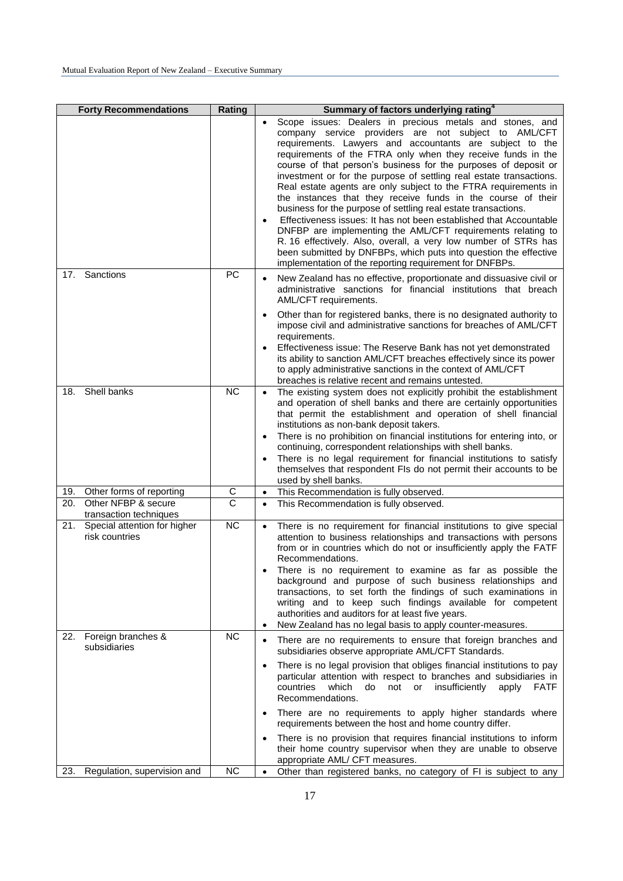| Forty Recommendations | Rating | Summary of factors underlying rating[4] |
|---|---|---|
| | | • Scope issues: Dealers in precious metals and stones, and company service providers are not subject to AML/CFT requirements. Lawyers and accountants are subject to the requirements of the FTRA only when they receive funds in the course of that person's business for the purposes of deposit or investment or for the purpose of settling real estate transactions. Real estate agents are only subject to the FTRA requirements in the instances that they receive funds in the course of their business for the purpose of settling real estate transactions. <br>• Effectiveness issues: It has not been established that Accountable DNFBP are implementing the AML/CFT requirements relating to R. 16 effectively. Also, overall, a very low number of STRs has been submitted by DNFBPs, which puts into question the effective implementation of the reporting requirement for DNFBPs. |
| 17. Sanctions | PC | • New Zealand has no effective, proportionate and dissuasive civil or administrative sanctions for financial institutions that breach AML/CFT requirements. <br>• Other than for registered banks, there is no designated authority to impose civil and administrative sanctions for breaches of AML/CFT requirements. <br>• Effectiveness issue: The Reserve Bank has not yet demonstrated its ability to sanction AML/CFT breaches effectively since its power to apply administrative sanctions in the context of AML/CFT breaches is relative recent and remains untested. |
| 18. Shell banks | NC | • The existing system does not explicitly prohibit the establishment and operation of shell banks and there are certainly opportunities that permit the establishment and operation of shell financial institutions as non-bank deposit takers. <br>• There is no prohibition on financial institutions for entering into, or continuing, correspondent relationships with shell banks. <br>• There is no legal requirement for financial institutions to satisfy themselves that respondent FIs do not permit their accounts to be used by shell banks. |
| 19. Other forms of reporting | C | • This Recommendation is fully observed. |
| 20. Other NFBP & secure transaction techniques | C | • This Recommendation is fully observed. |
| 21. Special attention for higher risk countries | NC | • There is no requirement for financial institutions to give special attention to business relationships and transactions with persons from or in countries which do not or insufficiently apply the FATF Recommendations. <br>• There is no requirement to examine as far as possible the background and purpose of such business relationships and transactions, to set forth the findings of such examinations in writing and to keep such findings available for competent authorities and auditors for at least five years. <br>• New Zealand has no legal basis to apply counter-measures. |
| 22. Foreign branches & subsidiaries | NC | • There are no requirements to ensure that foreign branches and subsidiaries observe appropriate AML/CFT Standards. <br>• There is no legal provision that obliges financial institutions to pay particular attention with respect to branches and subsidiaries in countries which do not or insufficiently apply FATF Recommendations. <br>• There are no requirements to apply higher standards where requirements between the host and home country differ. <br>• There is no provision that requires financial institutions to inform their home country supervisor when they are unable to observe appropriate AML/ CFT measures. |
| 23. Regulation, supervision and | NC | • Other than registered banks, no category of FI is subject to any |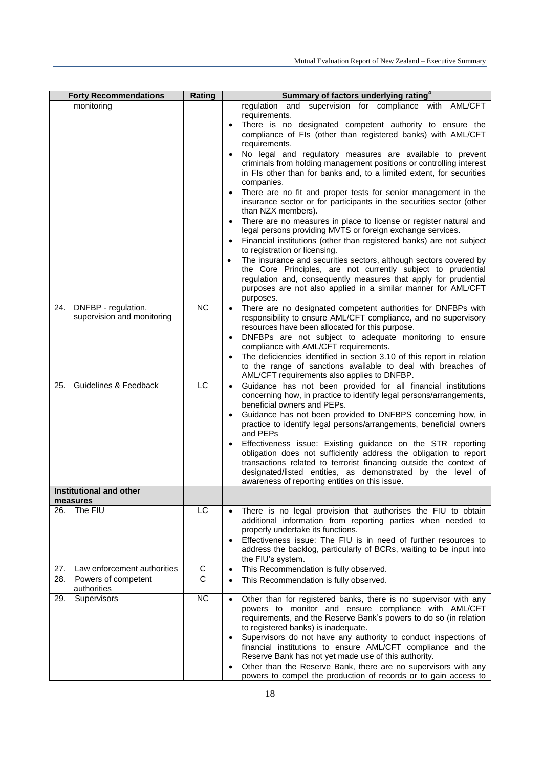| Forty Recommendations | Rating | Summary of factors underlying rating[4] |
|---|---|---|
| monitoring | | regulation and supervision for compliance with AML/CFT requirements.<br>• There is no designated competent authority to ensure the compliance of FIs (other than registered banks) with AML/CFT requirements.<br>• No legal and regulatory measures are available to prevent criminals from holding management positions or controlling interest in FIs other than for banks and, to a limited extent, for securities companies.<br>• There are no fit and proper tests for senior management in the insurance sector or for participants in the securities sector (other than NZX members).<br>• There are no measures in place to license or register natural and legal persons providing MVTS or foreign exchange services.<br>• Financial institutions (other than registered banks) are not subject to registration or licensing.<br>• The insurance and securities sectors, although sectors covered by the Core Principles, are not currently subject to prudential regulation and, consequently measures that apply for prudential purposes are not also applied in a similar manner for AML/CFT purposes. |
| 24. DNFBP - regulation, supervision and monitoring | NC | • There are no designated competent authorities for DNFBPs with responsibility to ensure AML/CFT compliance, and no supervisory resources have been allocated for this purpose.<br>• DNFBPs are not subject to adequate monitoring to ensure compliance with AML/CFT requirements.<br>• The deficiencies identified in section 3.10 of this report in relation to the range of sanctions available to deal with breaches of AML/CFT requirements also applies to DNFBP. |
| 25. Guidelines & Feedback | LC | • Guidance has not been provided for all financial institutions concerning how, in practice to identify legal persons/arrangements, beneficial owners and PEPs.<br>• Guidance has not been provided to DNFBPS concerning how, in practice to identify legal persons/arrangements, beneficial owners and PEPs<br>• Effectiveness issue: Existing guidance on the STR reporting obligation does not sufficiently address the obligation to report transactions related to terrorist financing outside the context of designated/listed entities, as demonstrated by the level of awareness of reporting entities on this issue. |
| **Institutional and other measures** | | |
| 26. The FIU | LC | • There is no legal provision that authorises the FIU to obtain additional information from reporting parties when needed to properly undertake its functions.<br>• Effectiveness issue: The FIU is in need of further resources to address the backlog, particularly of BCRs, waiting to be input into the FIU's system. |
| 27. Law enforcement authorities | C | • This Recommendation is fully observed. |
| 28. Powers of competent authorities | C | • This Recommendation is fully observed. |
| 29. Supervisors | NC | • Other than for registered banks, there is no supervisor with any powers to monitor and ensure compliance with AML/CFT requirements, and the Reserve Bank's powers to do so (in relation to registered banks) is inadequate.<br>• Supervisors do not have any authority to conduct inspections of financial institutions to ensure AML/CFT compliance and the Reserve Bank has not yet made use of this authority.<br>• Other than the Reserve Bank, there are no supervisors with any powers to compel the production of records or to gain access to |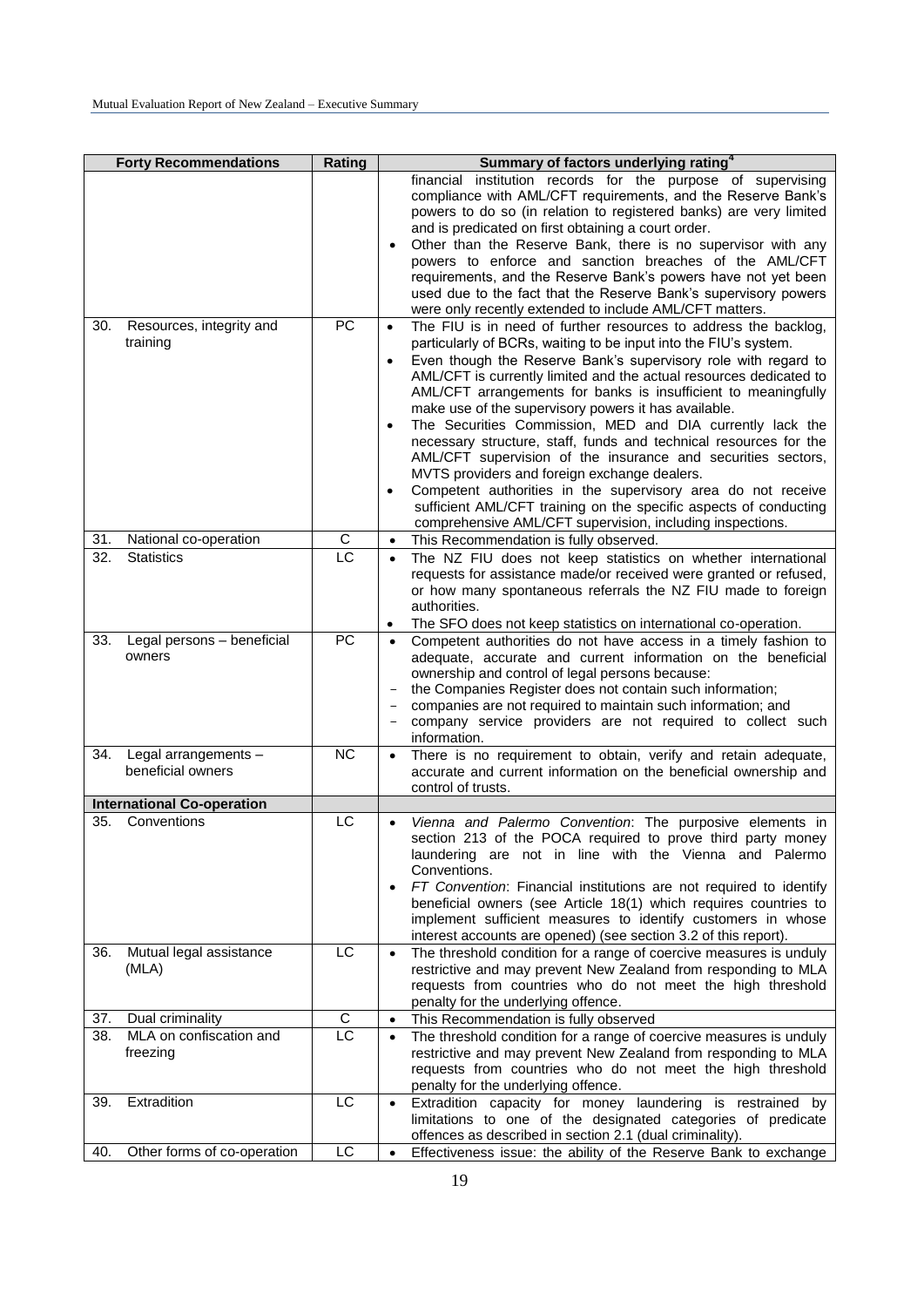| Forty Recommendations | Rating | Summary of factors underlying rating[4] |
|---|---|---|
| | | financial institution records for the purpose of supervising compliance with AML/CFT requirements, and the Reserve Bank's powers to do so (in relation to registered banks) are very limited and is predicated on first obtaining a court order.<br>• Other than the Reserve Bank, there is no supervisor with any powers to enforce and sanction breaches of the AML/CFT requirements, and the Reserve Bank's powers have not yet been used due to the fact that the Reserve Bank's supervisory powers were only recently extended to include AML/CFT matters. |
| 30. Resources, integrity and training | PC | • The FIU is in need of further resources to address the backlog, particularly of BCRs, waiting to be input into the FIU's system.<br>• Even though the Reserve Bank's supervisory role with regard to AML/CFT is currently limited and the actual resources dedicated to AML/CFT arrangements for banks is insufficient to meaningfully make use of the supervisory powers it has available.<br>• The Securities Commission, MED and DIA currently lack the necessary structure, staff, funds and technical resources for the AML/CFT supervision of the insurance and securities sectors, MVTS providers and foreign exchange dealers.<br>• Competent authorities in the supervisory area do not receive sufficient AML/CFT training on the specific aspects of conducting comprehensive AML/CFT supervision, including inspections. |
| 31. National co-operation | C | • This Recommendation is fully observed. |
| 32. Statistics | LC | • The NZ FIU does not keep statistics on whether international requests for assistance made/or received were granted or refused, or how many spontaneous referrals the NZ FIU made to foreign authorities.<br>• The SFO does not keep statistics on international co-operation. |
| 33. Legal persons – beneficial owners | PC | • Competent authorities do not have access in a timely fashion to adequate, accurate and current information on the beneficial ownership and control of legal persons because:<br>– the Companies Register does not contain such information;<br>– companies are not required to maintain such information; and<br>– company service providers are not required to collect such information. |
| 34. Legal arrangements – beneficial owners | NC | • There is no requirement to obtain, verify and retain adequate, accurate and current information on the beneficial ownership and control of trusts. |
| **International Co-operation** | | |
| 35. Conventions | LC | • *Vienna and Palermo Convention*: The purposive elements in section 213 of the POCA required to prove third party money laundering are not in line with the Vienna and Palermo Conventions.<br>• *FT Convention*: Financial institutions are not required to identify beneficial owners (see Article 18(1) which requires countries to implement sufficient measures to identify customers in whose interest accounts are opened) (see section 3.2 of this report). |
| 36. Mutual legal assistance (MLA) | LC | • The threshold condition for a range of coercive measures is unduly restrictive and may prevent New Zealand from responding to MLA requests from countries who do not meet the high threshold penalty for the underlying offence. |
| 37. Dual criminality | C | • This Recommendation is fully observed |
| 38. MLA on confiscation and freezing | LC | • The threshold condition for a range of coercive measures is unduly restrictive and may prevent New Zealand from responding to MLA requests from countries who do not meet the high threshold penalty for the underlying offence. |
| 39. Extradition | LC | • Extradition capacity for money laundering is restrained by limitations to one of the designated categories of predicate offences as described in section 2.1 (dual criminality). |
| 40. Other forms of co-operation | LC | • Effectiveness issue: the ability of the Reserve Bank to exchange |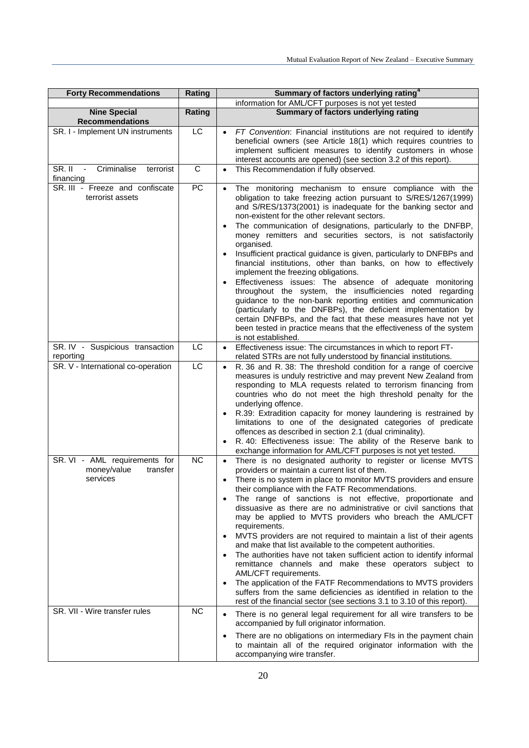| Forty Recommendations | Rating | Summary of factors underlying rating[4] |
|---|---|---|
| | | information for AML/CFT purposes is not yet tested |
| **Nine Special Recommendations** | **Rating** | **Summary of factors underlying rating** |
| SR. I - Implement UN instruments | LC | • *FT Convention*: Financial institutions are not required to identify beneficial owners (see Article 18(1) which requires countries to implement sufficient measures to identify customers in whose interest accounts are opened) (see section 3.2 of this report). |
| SR. II - Criminalise terrorist financing | C | • This Recommendation if fully observed. |
| SR. III - Freeze and confiscate terrorist assets | PC | • The monitoring mechanism to ensure compliance with the obligation to take freezing action pursuant to S/RES/1267(1999) and S/RES/1373(2001) is inadequate for the banking sector and non-existent for the other relevant sectors.<br>• The communication of designations, particularly to the DNFBP, money remitters and securities sectors, is not satisfactorily organised.<br>• Insufficient practical guidance is given, particularly to DNFBPs and financial institutions, other than banks, on how to effectively implement the freezing obligations.<br>• Effectiveness issues: The absence of adequate monitoring throughout the system, the insufficiencies noted regarding guidance to the non-bank reporting entities and communication (particularly to the DNFBPs), the deficient implementation by certain DNFBPs, and the fact that these measures have not yet been tested in practice means that the effectiveness of the system is not established. |
| SR. IV - Suspicious transaction reporting | LC | • Effectiveness issue: The circumstances in which to report FT-related STRs are not fully understood by financial institutions. |
| SR. V - International co-operation | LC | • R. 36 and R. 38: The threshold condition for a range of coercive measures is unduly restrictive and may prevent New Zealand from responding to MLA requests related to terrorism financing from countries who do not meet the high threshold penalty for the underlying offence.<br>• R.39: Extradition capacity for money laundering is restrained by limitations to one of the designated categories of predicate offences as described in section 2.1 (dual criminality).<br>• R. 40: Effectiveness issue: The ability of the Reserve bank to exchange information for AML/CFT purposes is not yet tested. |
| SR. VI - AML requirements for money/value transfer services | NC | • There is no designated authority to register or license MVTS providers or maintain a current list of them.<br>• There is no system in place to monitor MVTS providers and ensure their compliance with the FATF Recommendations.<br>• The range of sanctions is not effective, proportionate and dissuasive as there are no administrative or civil sanctions that may be applied to MVTS providers who breach the AML/CFT requirements.<br>• MVTS providers are not required to maintain a list of their agents and make that list available to the competent authorities.<br>• The authorities have not taken sufficient action to identify informal remittance channels and make these operators subject to AML/CFT requirements.<br>• The application of the FATF Recommendations to MVTS providers suffers from the same deficiencies as identified in relation to the rest of the financial sector (see sections 3.1 to 3.10 of this report). |
| SR. VII - Wire transfer rules | NC | • There is no general legal requirement for all wire transfers to be accompanied by full originator information.<br>• There are no obligations on intermediary FIs in the payment chain to maintain all of the required originator information with the accompanying wire transfer. |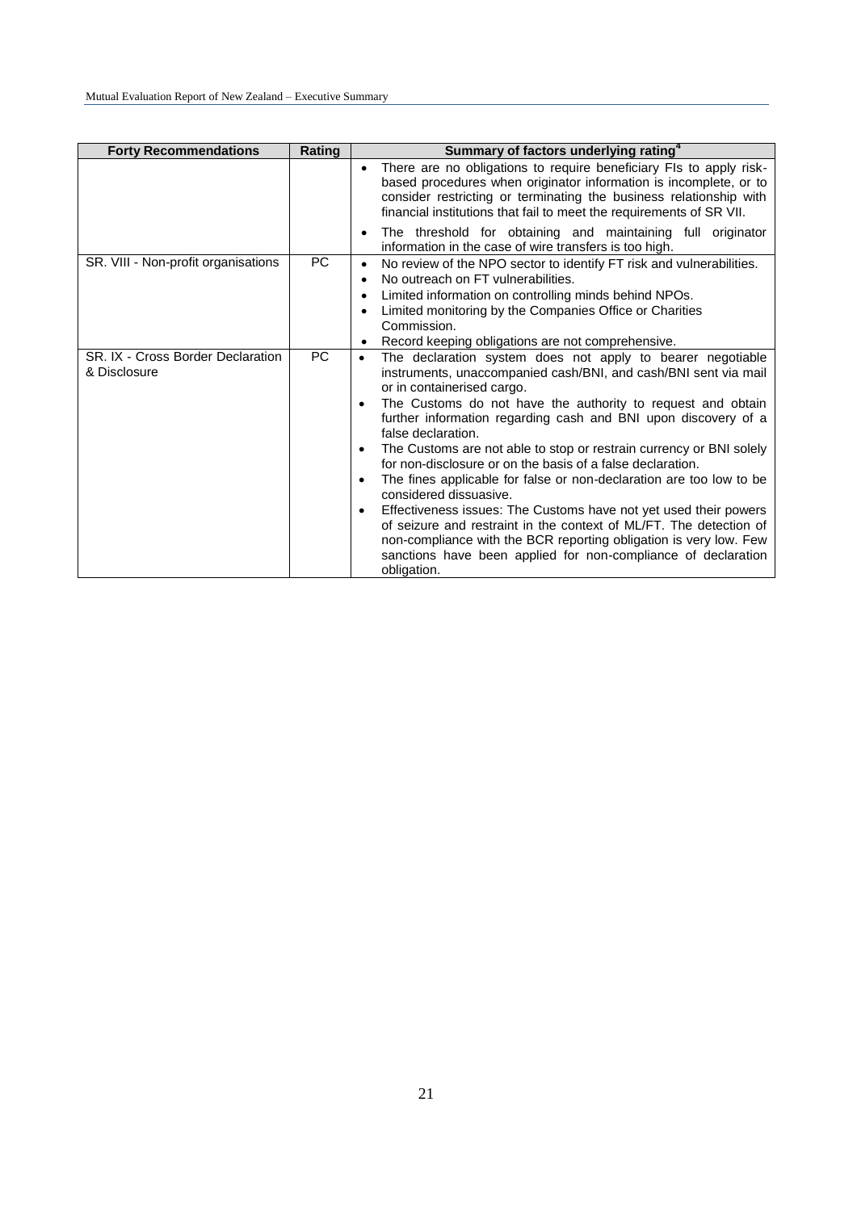| Forty Recommendations | Rating | Summary of factors underlying rating[4] |
|---|---|---|
| | | • There are no obligations to require beneficiary FIs to apply risk-based procedures when originator information is incomplete, or to consider restricting or terminating the business relationship with financial institutions that fail to meet the requirements of SR VII.<br>• The threshold for obtaining and maintaining full originator information in the case of wire transfers is too high. |
| SR. VIII - Non-profit organisations | PC | • No review of the NPO sector to identify FT risk and vulnerabilities.<br>• No outreach on FT vulnerabilities.<br>• Limited information on controlling minds behind NPOs.<br>• Limited monitoring by the Companies Office or Charities Commission.<br>• Record keeping obligations are not comprehensive. |
| SR. IX - Cross Border Declaration & Disclosure | PC | • The declaration system does not apply to bearer negotiable instruments, unaccompanied cash/BNI, and cash/BNI sent via mail or in containerised cargo.<br>• The Customs do not have the authority to request and obtain further information regarding cash and BNI upon discovery of a false declaration.<br>• The Customs are not able to stop or restrain currency or BNI solely for non-disclosure or on the basis of a false declaration.<br>• The fines applicable for false or non-declaration are too low to be considered dissuasive.<br>• Effectiveness issues: The Customs have not yet used their powers of seizure and restraint in the context of ML/FT. The detection of non-compliance with the BCR reporting obligation is very low. Few sanctions have been applied for non-compliance of declaration obligation. |